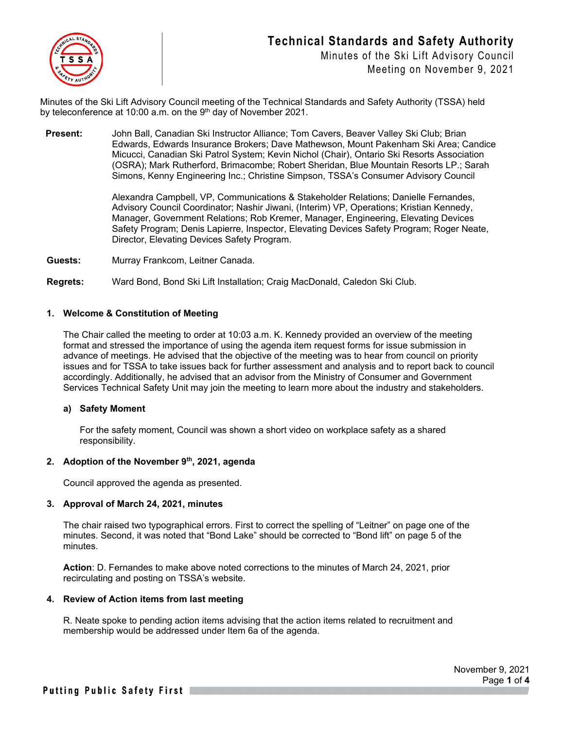# Technical Standards and Safety Authority

Minutes of the Ski Lift Advisory Council
Meeting on November 9, 2021

Minutes of the Ski Lift Advisory Council meeting of the Technical Standards and Safety Authority (TSSA) held by teleconference at 10:00 a.m. on the 9th day of November 2021.

**Present:** John Ball, Canadian Ski Instructor Alliance; Tom Cavers, Beaver Valley Ski Club; Brian Edwards, Edwards Insurance Brokers; Dave Mathewson, Mount Pakenham Ski Area; Candice Micucci, Canadian Ski Patrol System; Kevin Nichol (Chair), Ontario Ski Resorts Association (OSRA); Mark Rutherford, Brimacombe; Robert Sheridan, Blue Mountain Resorts LP.; Sarah Simons, Kenny Engineering Inc.; Christine Simpson, TSSA's Consumer Advisory Council

Alexandra Campbell, VP, Communications & Stakeholder Relations; Danielle Fernandes, Advisory Council Coordinator; Nashir Jiwani, (Interim) VP, Operations; Kristian Kennedy, Manager, Government Relations; Rob Kremer, Manager, Engineering, Elevating Devices Safety Program; Denis Lapierre, Inspector, Elevating Devices Safety Program; Roger Neate, Director, Elevating Devices Safety Program.

**Guests:** Murray Frankcom, Leitner Canada.

**Regrets:** Ward Bond, Bond Ski Lift Installation; Craig MacDonald, Caledon Ski Club.

## 1. Welcome & Constitution of Meeting

The Chair called the meeting to order at 10:03 a.m. K. Kennedy provided an overview of the meeting format and stressed the importance of using the agenda item request forms for issue submission in advance of meetings. He advised that the objective of the meeting was to hear from council on priority issues and for TSSA to take issues back for further assessment and analysis and to report back to council accordingly. Additionally, he advised that an advisor from the Ministry of Consumer and Government Services Technical Safety Unit may join the meeting to learn more about the industry and stakeholders.

### a) Safety Moment

For the safety moment, Council was shown a short video on workplace safety as a shared responsibility.

## 2. Adoption of the November 9th, 2021, agenda

Council approved the agenda as presented.

## 3. Approval of March 24, 2021, minutes

The chair raised two typographical errors. First to correct the spelling of "Leitner" on page one of the minutes. Second, it was noted that "Bond Lake" should be corrected to "Bond lift" on page 5 of the minutes.

**Action**: D. Fernandes to make above noted corrections to the minutes of March 24, 2021, prior recirculating and posting on TSSA's website.

## 4. Review of Action items from last meeting

R. Neate spoke to pending action items advising that the action items related to recruitment and membership would be addressed under Item 6a of the agenda.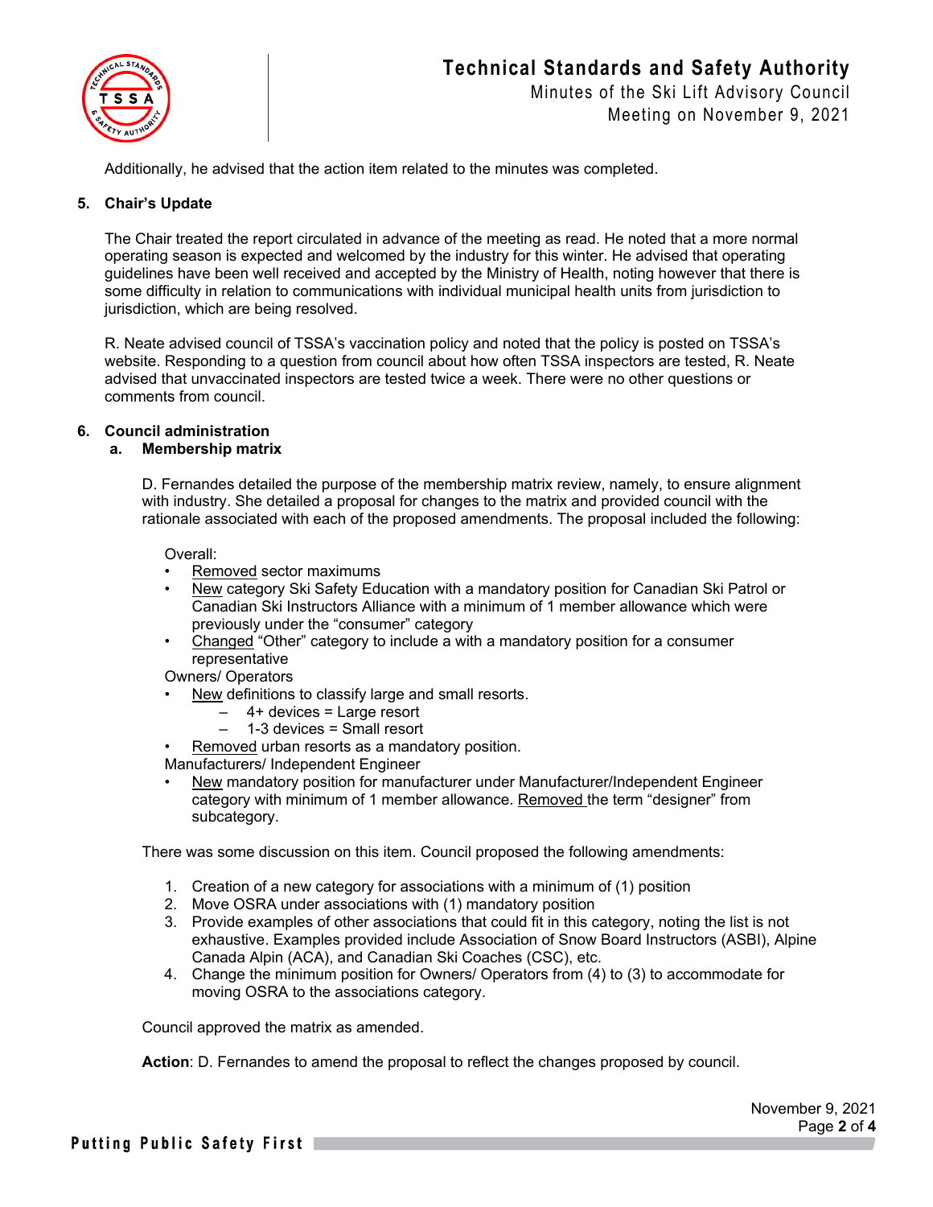Additionally, he advised that the action item related to the minutes was completed.

**5. Chair's Update**

The Chair treated the report circulated in advance of the meeting as read. He noted that a more normal operating season is expected and welcomed by the industry for this winter. He advised that operating guidelines have been well received and accepted by the Ministry of Health, noting however that there is some difficulty in relation to communications with individual municipal health units from jurisdiction to jurisdiction, which are being resolved.

R. Neate advised council of TSSA's vaccination policy and noted that the policy is posted on TSSA's website. Responding to a question from council about how often TSSA inspectors are tested, R. Neate advised that unvaccinated inspectors are tested twice a week. There were no other questions or comments from council.

**6. Council administration**

**a. Membership matrix**

D. Fernandes detailed the purpose of the membership matrix review, namely, to ensure alignment with industry. She detailed a proposal for changes to the matrix and provided council with the rationale associated with each of the proposed amendments. The proposal included the following:

Overall:

- Removed sector maximums
- New category Ski Safety Education with a mandatory position for Canadian Ski Patrol or Canadian Ski Instructors Alliance with a minimum of 1 member allowance which were previously under the "consumer" category
- Changed "Other" category to include a with a mandatory position for a consumer representative

Owners/ Operators

- New definitions to classify large and small resorts.
  - 4+ devices = Large resort
  - 1-3 devices = Small resort
- Removed urban resorts as a mandatory position.

Manufacturers/ Independent Engineer

- New mandatory position for manufacturer under Manufacturer/Independent Engineer category with minimum of 1 member allowance. Removed the term "designer" from subcategory.

There was some discussion on this item. Council proposed the following amendments:

1. Creation of a new category for associations with a minimum of (1) position
2. Move OSRA under associations with (1) mandatory position
3. Provide examples of other associations that could fit in this category, noting the list is not exhaustive. Examples provided include Association of Snow Board Instructors (ASBI), Alpine Canada Alpin (ACA), and Canadian Ski Coaches (CSC), etc.
4. Change the minimum position for Owners/ Operators from (4) to (3) to accommodate for moving OSRA to the associations category.

Council approved the matrix as amended.

**Action**: D. Fernandes to amend the proposal to reflect the changes proposed by council.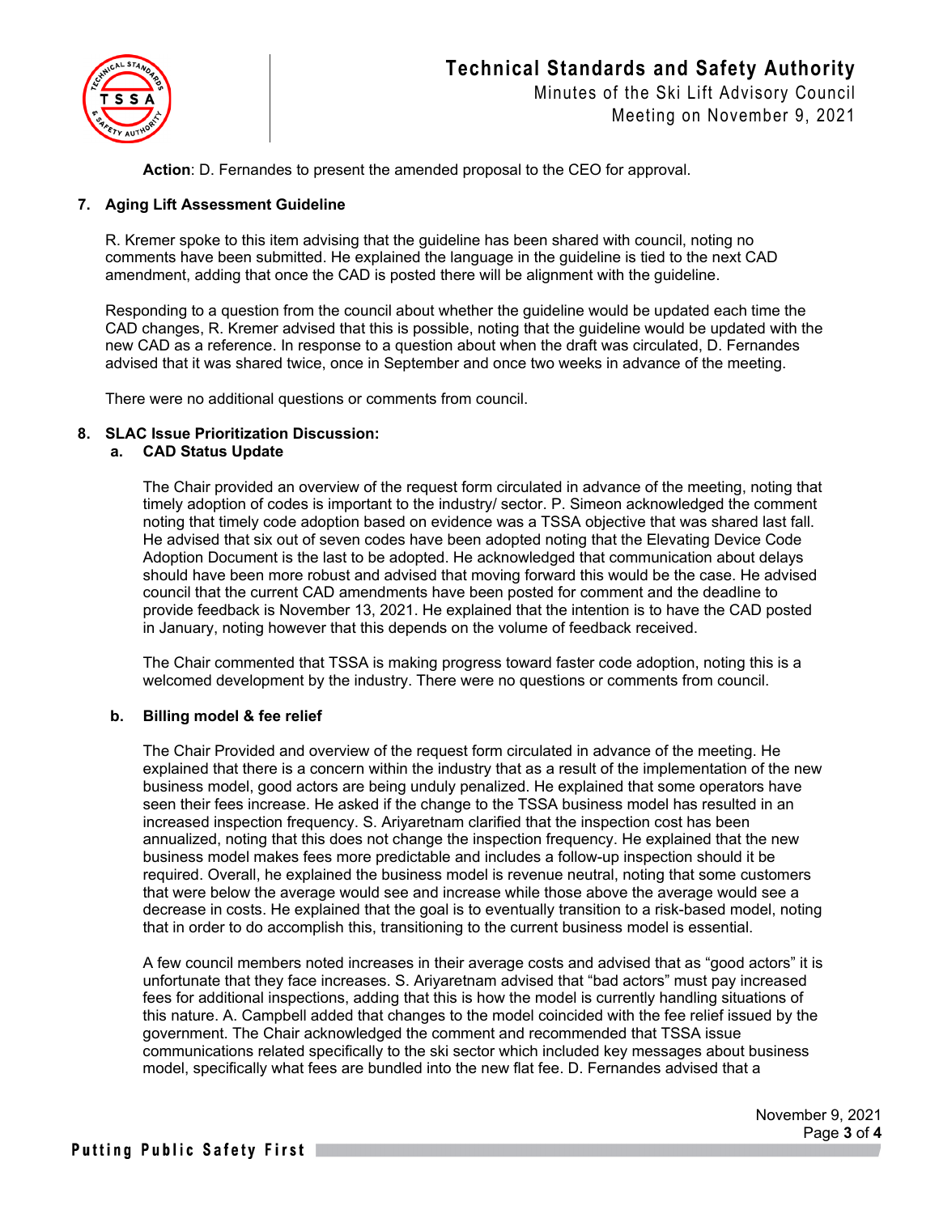**Action**: D. Fernandes to present the amended proposal to the CEO for approval.

## 7. Aging Lift Assessment Guideline

R. Kremer spoke to this item advising that the guideline has been shared with council, noting no comments have been submitted. He explained the language in the guideline is tied to the next CAD amendment, adding that once the CAD is posted there will be alignment with the guideline.

Responding to a question from the council about whether the guideline would be updated each time the CAD changes, R. Kremer advised that this is possible, noting that the guideline would be updated with the new CAD as a reference. In response to a question about when the draft was circulated, D. Fernandes advised that it was shared twice, once in September and once two weeks in advance of the meeting.

There were no additional questions or comments from council.

## 8. SLAC Issue Prioritization Discussion:

### a. CAD Status Update

The Chair provided an overview of the request form circulated in advance of the meeting, noting that timely adoption of codes is important to the industry/ sector. P. Simeon acknowledged the comment noting that timely code adoption based on evidence was a TSSA objective that was shared last fall. He advised that six out of seven codes have been adopted noting that the Elevating Device Code Adoption Document is the last to be adopted. He acknowledged that communication about delays should have been more robust and advised that moving forward this would be the case. He advised council that the current CAD amendments have been posted for comment and the deadline to provide feedback is November 13, 2021. He explained that the intention is to have the CAD posted in January, noting however that this depends on the volume of feedback received.

The Chair commented that TSSA is making progress toward faster code adoption, noting this is a welcomed development by the industry. There were no questions or comments from council.

### b. Billing model & fee relief

The Chair Provided and overview of the request form circulated in advance of the meeting. He explained that there is a concern within the industry that as a result of the implementation of the new business model, good actors are being unduly penalized. He explained that some operators have seen their fees increase. He asked if the change to the TSSA business model has resulted in an increased inspection frequency. S. Ariyaretnam clarified that the inspection cost has been annualized, noting that this does not change the inspection frequency. He explained that the new business model makes fees more predictable and includes a follow-up inspection should it be required. Overall, he explained the business model is revenue neutral, noting that some customers that were below the average would see and increase while those above the average would see a decrease in costs. He explained that the goal is to eventually transition to a risk-based model, noting that in order to do accomplish this, transitioning to the current business model is essential.

A few council members noted increases in their average costs and advised that as "good actors" it is unfortunate that they face increases. S. Ariyaretnam advised that "bad actors" must pay increased fees for additional inspections, adding that this is how the model is currently handling situations of this nature. A. Campbell added that changes to the model coincided with the fee relief issued by the government. The Chair acknowledged the comment and recommended that TSSA issue communications related specifically to the ski sector which included key messages about business model, specifically what fees are bundled into the new flat fee. D. Fernandes advised that a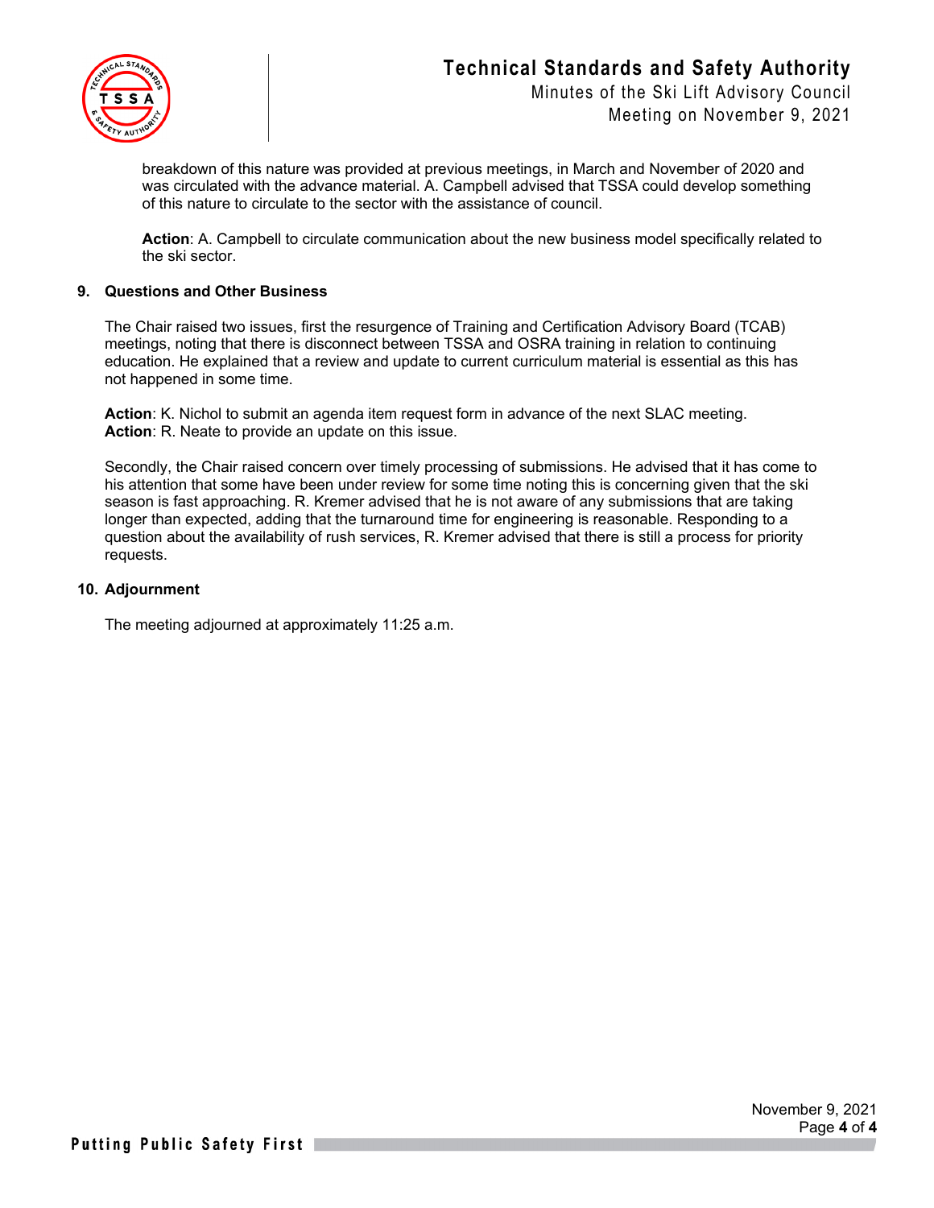breakdown of this nature was provided at previous meetings, in March and November of 2020 and was circulated with the advance material. A. Campbell advised that TSSA could develop something of this nature to circulate to the sector with the assistance of council.

**Action**: A. Campbell to circulate communication about the new business model specifically related to the ski sector.

## 9. Questions and Other Business

The Chair raised two issues, first the resurgence of Training and Certification Advisory Board (TCAB) meetings, noting that there is disconnect between TSSA and OSRA training in relation to continuing education. He explained that a review and update to current curriculum material is essential as this has not happened in some time.

**Action**: K. Nichol to submit an agenda item request form in advance of the next SLAC meeting.
**Action**: R. Neate to provide an update on this issue.

Secondly, the Chair raised concern over timely processing of submissions. He advised that it has come to his attention that some have been under review for some time noting this is concerning given that the ski season is fast approaching. R. Kremer advised that he is not aware of any submissions that are taking longer than expected, adding that the turnaround time for engineering is reasonable. Responding to a question about the availability of rush services, R. Kremer advised that there is still a process for priority requests.

## 10. Adjournment

The meeting adjourned at approximately 11:25 a.m.